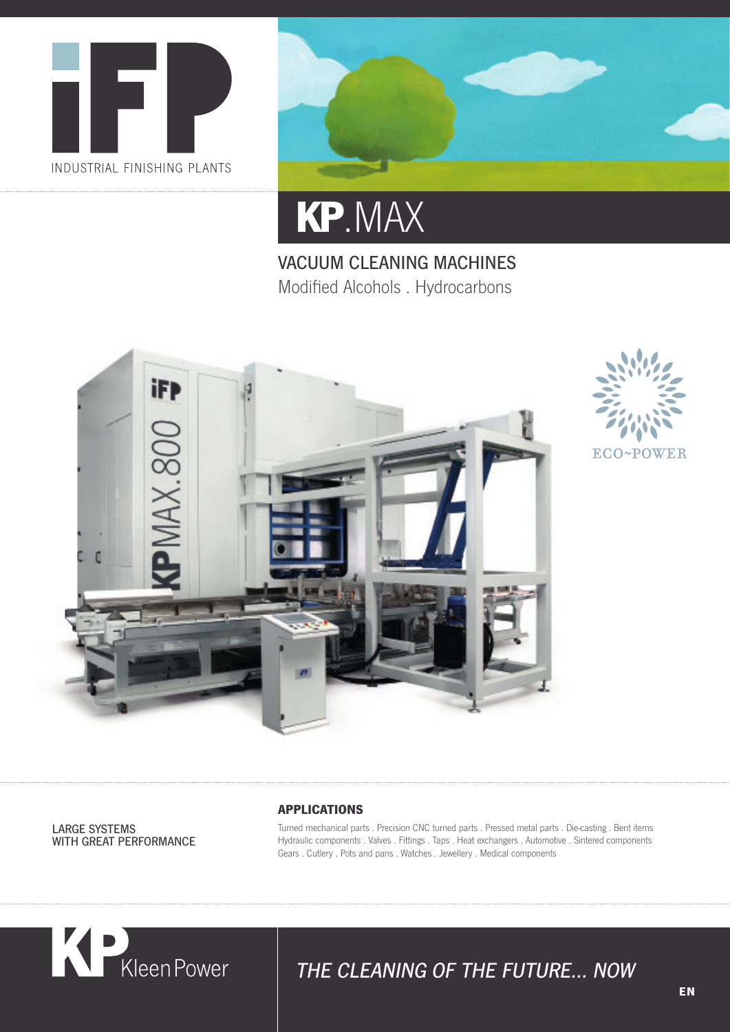iFP

INDUSTRIAL FINISHING PLANTS

# KP.MAX

## VACUUM CLEANING MACHINES

Modified Alcohols . Hydrocarbons

ECO~POWER

LARGE SYSTEMS
WITH GREAT PERFORMANCE

### APPLICATIONS

Turned mechanical parts . Precision CNC turned parts . Pressed metal parts . Die-casting . Bent items
Hydraulic components . Valves . Fittings . Taps . Heat exchangers . Automotive . Sintered components
Gears . Cutlery . Pots and pans . Watches . Jewellery . Medical components

KP KleenPower

*THE CLEANING OF THE FUTURE... NOW*

EN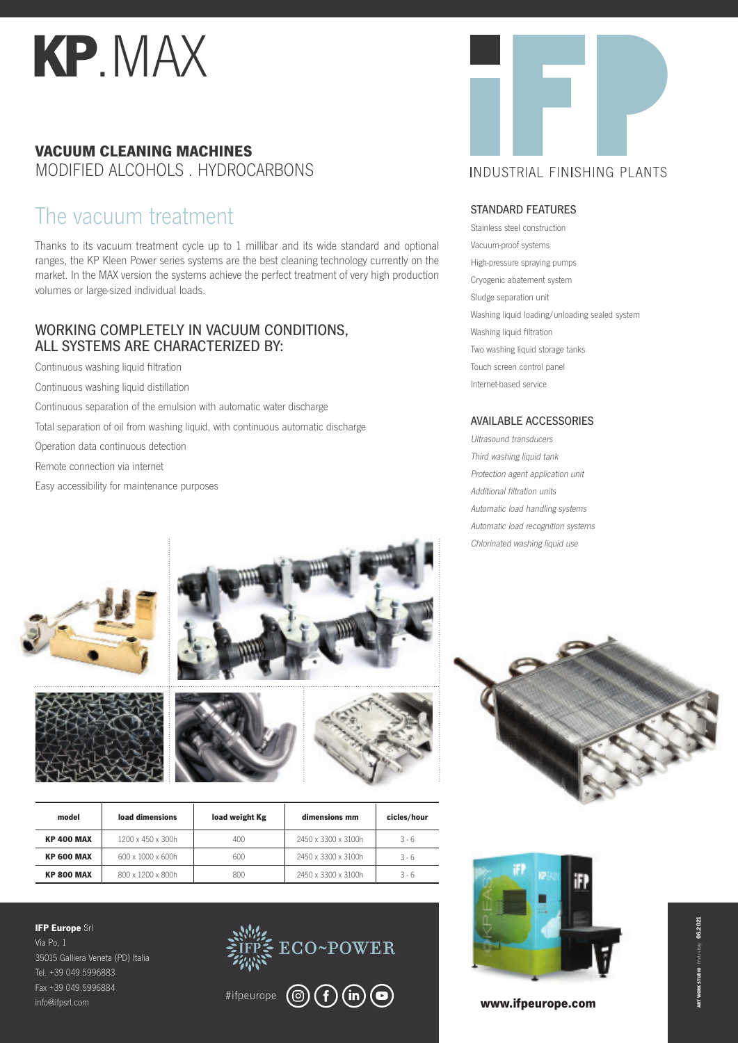# KP.MAX

## VACUUM CLEANING MACHINES
MODIFIED ALCOHOLS . HYDROCARBONS

iFP
INDUSTRIAL FINISHING PLANTS

## The vacuum treatment

Thanks to its vacuum treatment cycle up to 1 millibar and its wide standard and optional ranges, the KP Kleen Power series systems are the best cleaning technology currently on the market. In the MAX version the systems achieve the perfect treatment of very high production volumes or large-sized individual loads.

### WORKING COMPLETELY IN VACUUM CONDITIONS, ALL SYSTEMS ARE CHARACTERIZED BY:

Continuous washing liquid filtration

Continuous washing liquid distillation

Continuous separation of the emulsion with automatic water discharge

Total separation of oil from washing liquid, with continuous automatic discharge

Operation data continuous detection

Remote connection via internet

Easy accessibility for maintenance purposes

### STANDARD FEATURES

Stainless steel construction

Vacuum-proof systems

High-pressure spraying pumps

Cryogenic abatement system

Sludge separation unit

Washing liquid loading/unloading sealed system

Washing liquid filtration

Two washing liquid storage tanks

Touch screen control panel

Internet-based service

### AVAILABLE ACCESSORIES

*Ultrasound transducers*

*Third washing liquid tank*

*Protection agent application unit*

*Additional filtration units*

*Automatic load handling systems*

*Automatic load recognition systems*

*Chlorinated washing liquid use*

| model | load dimensions | load weight Kg | dimensions mm | cicles/hour |
|---|---|---|---|---|
| **KP 400 MAX** | 1200 x 450 x 300h | 400 | 2450 x 3300 x 3100h | 3 - 6 |
| **KP 600 MAX** | 600 x 1000 x 600h | 600 | 2450 x 3300 x 3100h | 3 - 6 |
| **KP 800 MAX** | 800 x 1200 x 800h | 800 | 2450 x 3300 x 3100h | 3 - 6 |

**IFP Europe** Srl
Via Po, 1
35015 Galliera Veneta (PD) Italia
Tel. +39 049.5996883
Fax +39 049.5996884
info@ifpsrl.com

IFP ECO~POWER

#ifpeurope

**www.ifpeurope.com**

ART WORK STUDIO Print in Italy 06.2021